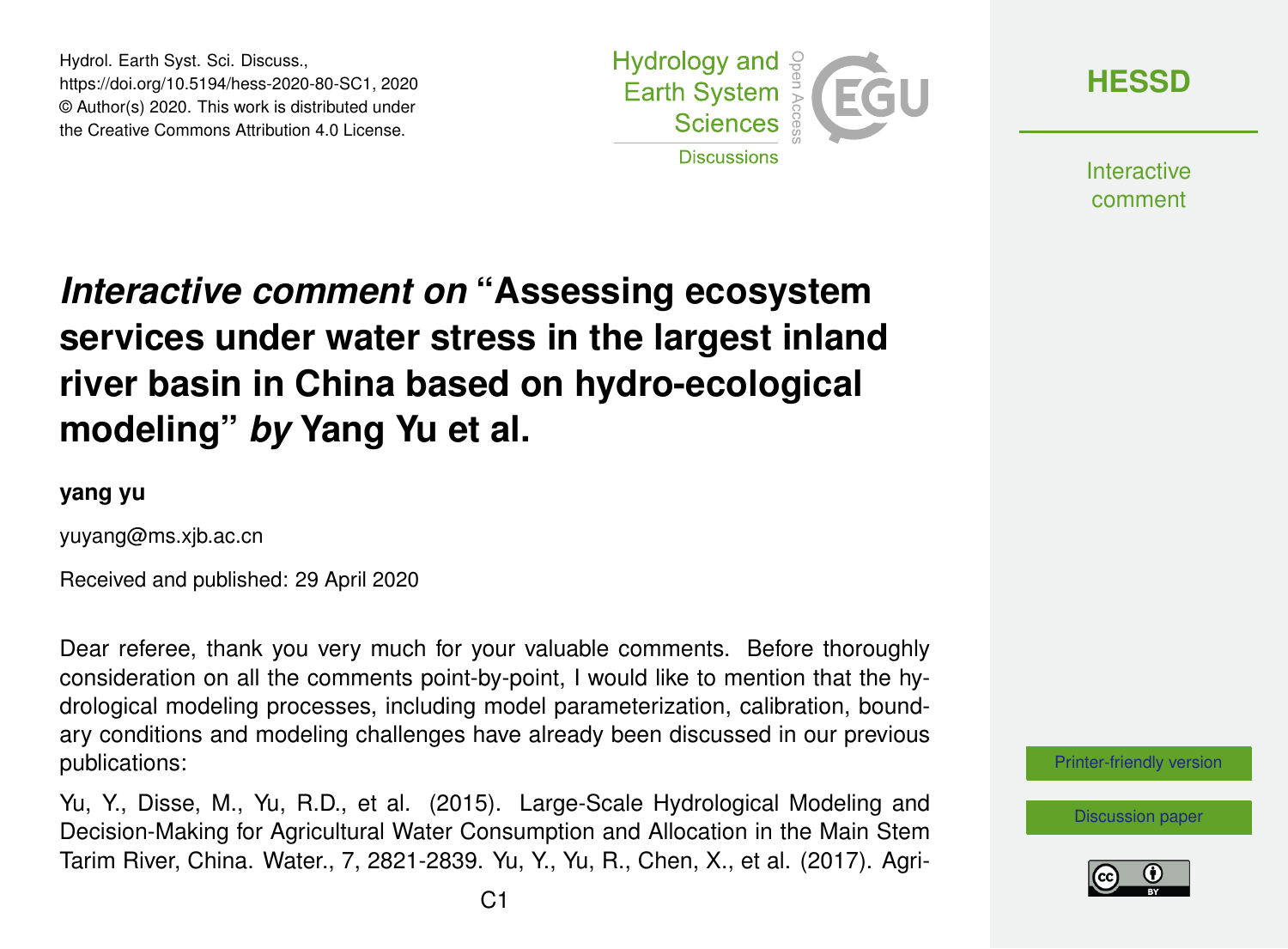# *Interactive comment on* "Assessing ecosystem services under water stress in the largest inland river basin in China based on hydro-ecological modeling" *by* Yang Yu et al.

**yang yu**

yuyang@ms.xjb.ac.cn

Received and published: 29 April 2020

Dear referee, thank you very much for your valuable comments. Before thoroughly consideration on all the comments point-by-point, I would like to mention that the hydrological modeling processes, including model parameterization, calibration, boundary conditions and modeling challenges have already been discussed in our previous publications:

Yu, Y., Disse, M., Yu, R.D., et al. (2015). Large-Scale Hydrological Modeling and Decision-Making for Agricultural Water Consumption and Allocation in the Main Stem Tarim River, China. Water., 7, 2821-2839. Yu, Y., Yu, R., Chen, X., et al. (2017). Agri-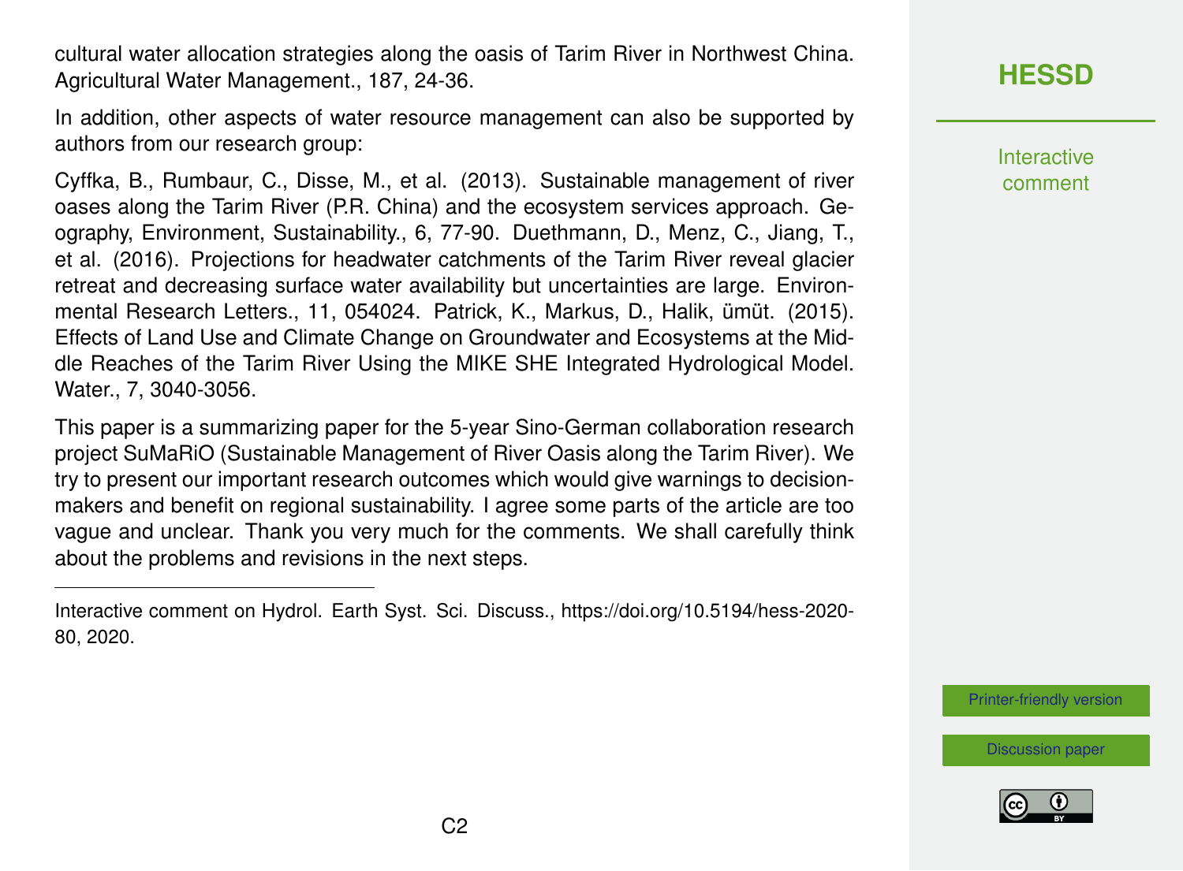cultural water allocation strategies along the oasis of Tarim River in Northwest China. Agricultural Water Management., 187, 24-36.

In addition, other aspects of water resource management can also be supported by authors from our research group:

Cyffka, B., Rumbaur, C., Disse, M., et al. (2013). Sustainable management of river oases along the Tarim River (P.R. China) and the ecosystem services approach. Geography, Environment, Sustainability., 6, 77-90. Duethmann, D., Menz, C., Jiang, T., et al. (2016). Projections for headwater catchments of the Tarim River reveal glacier retreat and decreasing surface water availability but uncertainties are large. Environmental Research Letters., 11, 054024. Patrick, K., Markus, D., Halik, ümüt. (2015). Effects of Land Use and Climate Change on Groundwater and Ecosystems at the Middle Reaches of the Tarim River Using the MIKE SHE Integrated Hydrological Model. Water., 7, 3040-3056.

This paper is a summarizing paper for the 5-year Sino-German collaboration research project SuMaRiO (Sustainable Management of River Oasis along the Tarim River). We try to present our important research outcomes which would give warnings to decision-makers and benefit on regional sustainability. I agree some parts of the article are too vague and unclear. Thank you very much for the comments. We shall carefully think about the problems and revisions in the next steps.

---

Interactive comment on Hydrol. Earth Syst. Sci. Discuss., https://doi.org/10.5194/hess-2020-80, 2020.